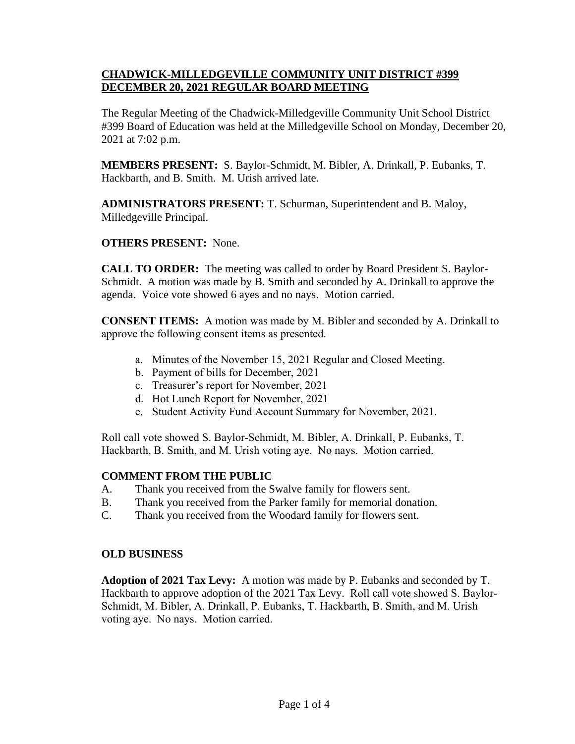# CHADWICK-MILLEDGEVILLE COMMUNITY UNIT DISTRICT #399
# DECEMBER 20, 2021 REGULAR BOARD MEETING

The Regular Meeting of the Chadwick-Milledgeville Community Unit School District #399 Board of Education was held at the Milledgeville School on Monday, December 20, 2021 at 7:02 p.m.

**MEMBERS PRESENT:** S. Baylor-Schmidt, M. Bibler, A. Drinkall, P. Eubanks, T. Hackbarth, and B. Smith. M. Urish arrived late.

**ADMINISTRATORS PRESENT:** T. Schurman, Superintendent and B. Maloy, Milledgeville Principal.

**OTHERS PRESENT:** None.

**CALL TO ORDER:** The meeting was called to order by Board President S. Baylor-Schmidt. A motion was made by B. Smith and seconded by A. Drinkall to approve the agenda. Voice vote showed 6 ayes and no nays. Motion carried.

**CONSENT ITEMS:** A motion was made by M. Bibler and seconded by A. Drinkall to approve the following consent items as presented.

a. Minutes of the November 15, 2021 Regular and Closed Meeting.
b. Payment of bills for December, 2021
c. Treasurer's report for November, 2021
d. Hot Lunch Report for November, 2021
e. Student Activity Fund Account Summary for November, 2021.

Roll call vote showed S. Baylor-Schmidt, M. Bibler, A. Drinkall, P. Eubanks, T. Hackbarth, B. Smith, and M. Urish voting aye. No nays. Motion carried.

**COMMENT FROM THE PUBLIC**

A. Thank you received from the Swalve family for flowers sent.
B. Thank you received from the Parker family for memorial donation.
C. Thank you received from the Woodard family for flowers sent.

**OLD BUSINESS**

**Adoption of 2021 Tax Levy:** A motion was made by P. Eubanks and seconded by T. Hackbarth to approve adoption of the 2021 Tax Levy. Roll call vote showed S. Baylor-Schmidt, M. Bibler, A. Drinkall, P. Eubanks, T. Hackbarth, B. Smith, and M. Urish voting aye. No nays. Motion carried.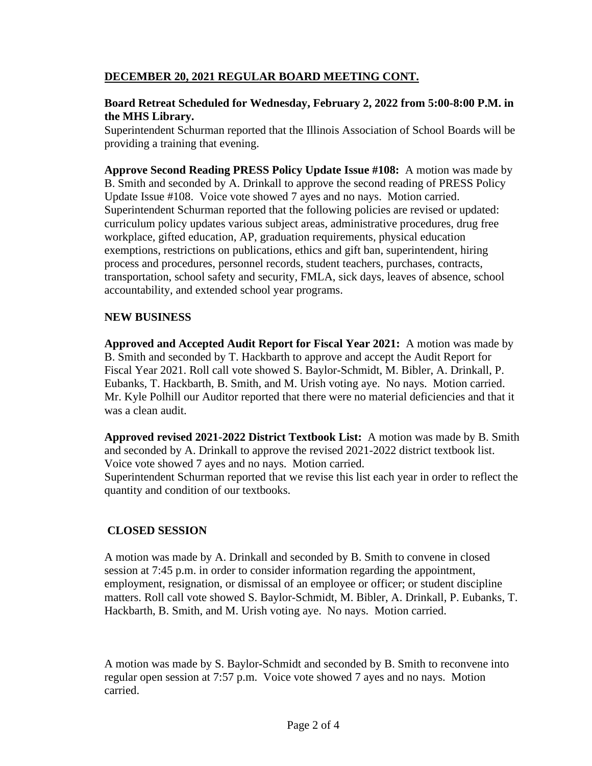**DECEMBER 20, 2021 REGULAR BOARD MEETING CONT.**

**Board Retreat Scheduled for Wednesday, February 2, 2022 from 5:00-8:00 P.M. in the MHS Library.**
Superintendent Schurman reported that the Illinois Association of School Boards will be providing a training that evening.

**Approve Second Reading PRESS Policy Update Issue #108:** A motion was made by B. Smith and seconded by A. Drinkall to approve the second reading of PRESS Policy Update Issue #108. Voice vote showed 7 ayes and no nays. Motion carried. Superintendent Schurman reported that the following policies are revised or updated: curriculum policy updates various subject areas, administrative procedures, drug free workplace, gifted education, AP, graduation requirements, physical education exemptions, restrictions on publications, ethics and gift ban, superintendent, hiring process and procedures, personnel records, student teachers, purchases, contracts, transportation, school safety and security, FMLA, sick days, leaves of absence, school accountability, and extended school year programs.

**NEW BUSINESS**

**Approved and Accepted Audit Report for Fiscal Year 2021:** A motion was made by B. Smith and seconded by T. Hackbarth to approve and accept the Audit Report for Fiscal Year 2021. Roll call vote showed S. Baylor-Schmidt, M. Bibler, A. Drinkall, P. Eubanks, T. Hackbarth, B. Smith, and M. Urish voting aye. No nays. Motion carried. Mr. Kyle Polhill our Auditor reported that there were no material deficiencies and that it was a clean audit.

**Approved revised 2021-2022 District Textbook List:** A motion was made by B. Smith and seconded by A. Drinkall to approve the revised 2021-2022 district textbook list. Voice vote showed 7 ayes and no nays. Motion carried.
Superintendent Schurman reported that we revise this list each year in order to reflect the quantity and condition of our textbooks.

**CLOSED SESSION**

A motion was made by A. Drinkall and seconded by B. Smith to convene in closed session at 7:45 p.m. in order to consider information regarding the appointment, employment, resignation, or dismissal of an employee or officer; or student discipline matters. Roll call vote showed S. Baylor-Schmidt, M. Bibler, A. Drinkall, P. Eubanks, T. Hackbarth, B. Smith, and M. Urish voting aye. No nays. Motion carried.

A motion was made by S. Baylor-Schmidt and seconded by B. Smith to reconvene into regular open session at 7:57 p.m. Voice vote showed 7 ayes and no nays. Motion carried.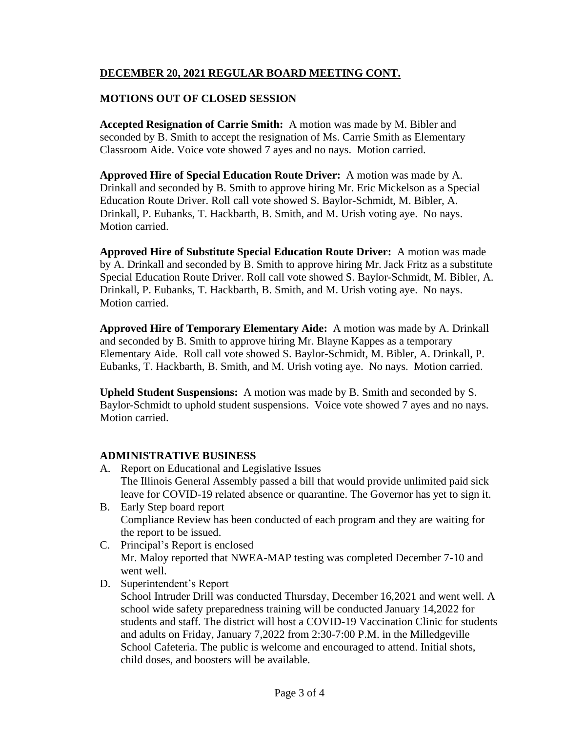## DECEMBER 20, 2021 REGULAR BOARD MEETING CONT.

### MOTIONS OUT OF CLOSED SESSION

**Accepted Resignation of Carrie Smith:** A motion was made by M. Bibler and seconded by B. Smith to accept the resignation of Ms. Carrie Smith as Elementary Classroom Aide. Voice vote showed 7 ayes and no nays. Motion carried.

**Approved Hire of Special Education Route Driver:** A motion was made by A. Drinkall and seconded by B. Smith to approve hiring Mr. Eric Mickelson as a Special Education Route Driver. Roll call vote showed S. Baylor-Schmidt, M. Bibler, A. Drinkall, P. Eubanks, T. Hackbarth, B. Smith, and M. Urish voting aye. No nays. Motion carried.

**Approved Hire of Substitute Special Education Route Driver:** A motion was made by A. Drinkall and seconded by B. Smith to approve hiring Mr. Jack Fritz as a substitute Special Education Route Driver. Roll call vote showed S. Baylor-Schmidt, M. Bibler, A. Drinkall, P. Eubanks, T. Hackbarth, B. Smith, and M. Urish voting aye. No nays. Motion carried.

**Approved Hire of Temporary Elementary Aide:** A motion was made by A. Drinkall and seconded by B. Smith to approve hiring Mr. Blayne Kappes as a temporary Elementary Aide. Roll call vote showed S. Baylor-Schmidt, M. Bibler, A. Drinkall, P. Eubanks, T. Hackbarth, B. Smith, and M. Urish voting aye. No nays. Motion carried.

**Upheld Student Suspensions:** A motion was made by B. Smith and seconded by S. Baylor-Schmidt to uphold student suspensions. Voice vote showed 7 ayes and no nays. Motion carried.

### ADMINISTRATIVE BUSINESS

A. Report on Educational and Legislative Issues
   The Illinois General Assembly passed a bill that would provide unlimited paid sick leave for COVID-19 related absence or quarantine. The Governor has yet to sign it.

B. Early Step board report
   Compliance Review has been conducted of each program and they are waiting for the report to be issued.

C. Principal's Report is enclosed
   Mr. Maloy reported that NWEA-MAP testing was completed December 7-10 and went well.

D. Superintendent's Report
   School Intruder Drill was conducted Thursday, December 16,2021 and went well. A school wide safety preparedness training will be conducted January 14,2022 for students and staff. The district will host a COVID-19 Vaccination Clinic for students and adults on Friday, January 7,2022 from 2:30-7:00 P.M. in the Milledgeville School Cafeteria. The public is welcome and encouraged to attend. Initial shots, child doses, and boosters will be available.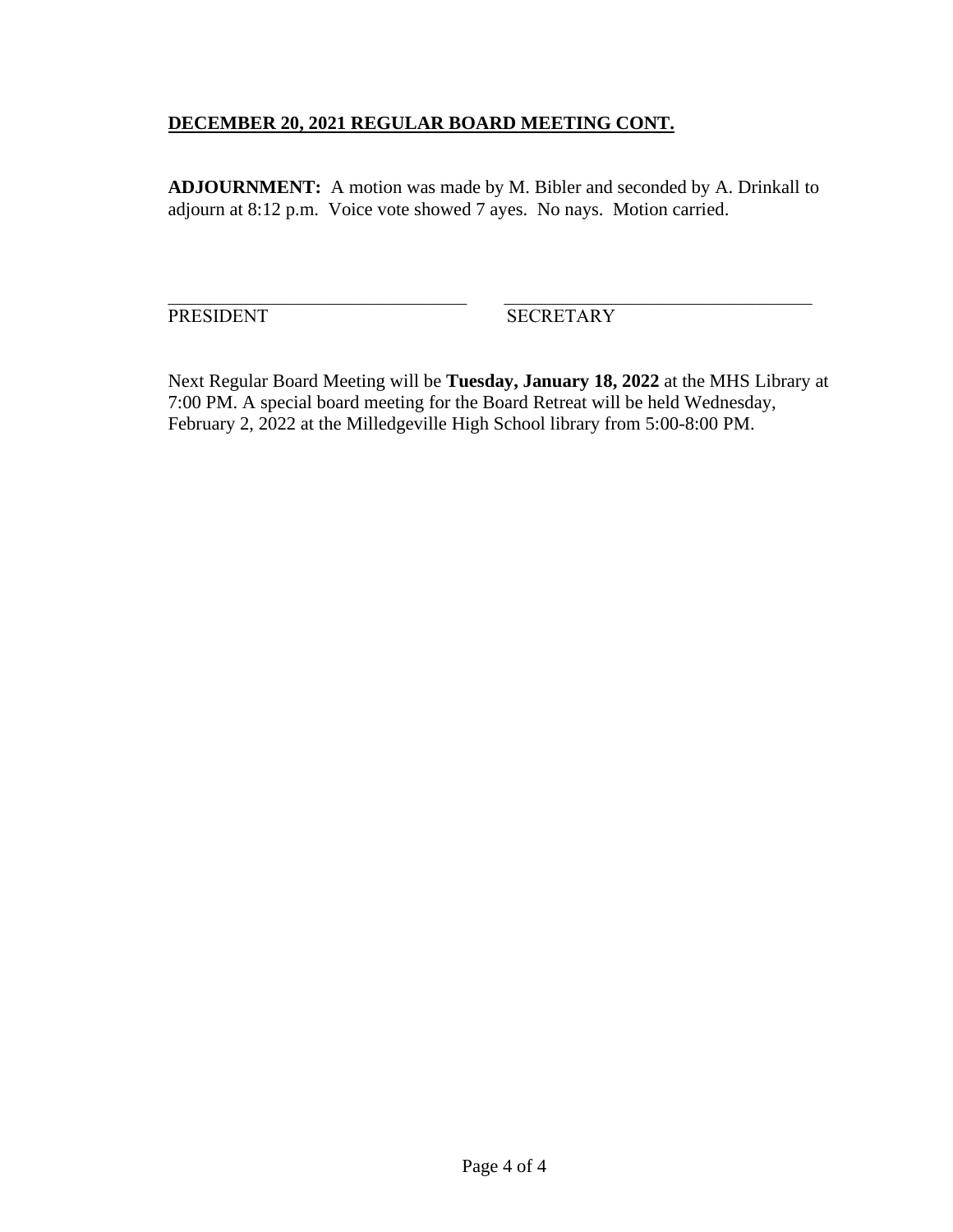**DECEMBER 20, 2021 REGULAR BOARD MEETING CONT.**

**ADJOURNMENT:** A motion was made by M. Bibler and seconded by A. Drinkall to adjourn at 8:12 p.m. Voice vote showed 7 ayes. No nays. Motion carried.

\_\_\_\_\_\_\_\_\_\_\_\_\_\_\_\_\_\_\_\_\_\_\_\_\_\_\_\_\_\_\_\_\_\_ \_\_\_\_\_\_\_\_\_\_\_\_\_\_\_\_\_\_\_\_\_\_\_\_\_\_\_\_\_\_\_\_\_\_

PRESIDENT SECRETARY

Next Regular Board Meeting will be **Tuesday, January 18, 2022** at the MHS Library at 7:00 PM. A special board meeting for the Board Retreat will be held Wednesday, February 2, 2022 at the Milledgeville High School library from 5:00-8:00 PM.